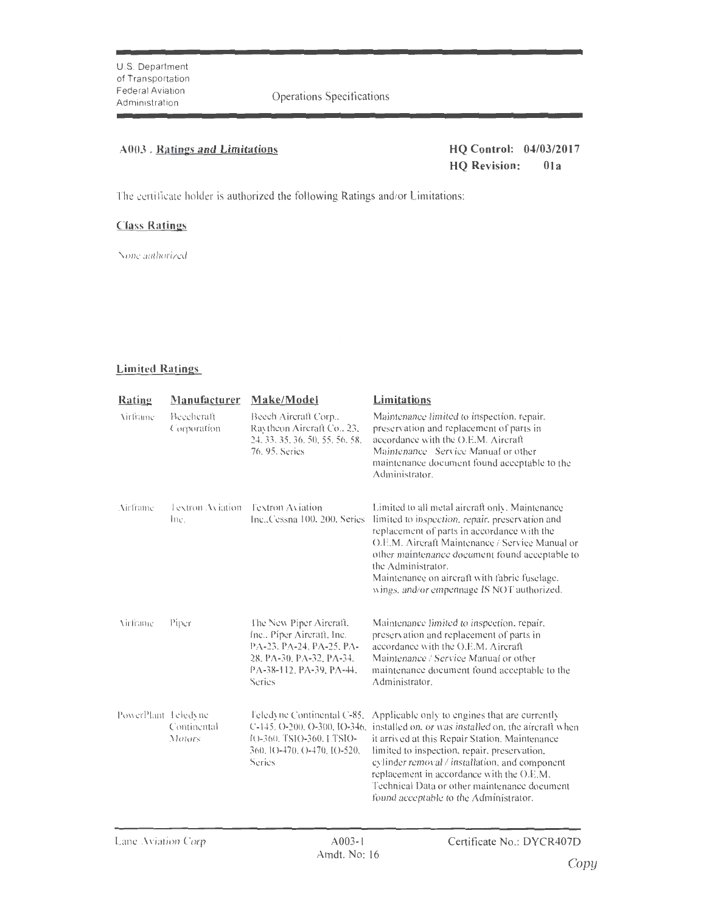U.S. Department of Transportation
Federal Aviation Administration

Operations Specifications

## A003. Ratings and Limitations

**HQ Control: 04/03/2017**
**HQ Revision: 01a**

The certificate holder is authorized the following Ratings and/or Limitations:

### Class Ratings

None authorized

### Limited Ratings

| Rating | Manufacturer | Make/Model | Limitations |
|---|---|---|---|
| Airframe | Beechcraft Corporation | Beech Aircraft Corp., Raytheon Aircraft Co., 23, 24, 33, 35, 36, 50, 55, 56, 58, 76, 95, Series | Maintenance limited to inspection, repair, preservation and replacement of parts in accordance with the O.E.M. Aircraft Maintenance Service Manual or other maintenance document found acceptable to the Administrator. |
| Airframe | Textron Aviation Inc. | Textron Aviation Inc.,Cessna 100, 200, Series | Limited to all metal aircraft only. Maintenance limited to inspection, repair, preservation and replacement of parts in accordance with the O.E.M. Aircraft Maintenance / Service Manual or other maintenance document found acceptable to the Administrator. Maintenance on aircraft with fabric fuselage, wings, and/or empennage IS NOT authorized. |
| Airframe | Piper | The New Piper Aircraft, Inc., Piper Aircraft, Inc. PA-23, PA-24, PA-25, PA-28, PA-30, PA-32, PA-34, PA-38-112, PA-39, PA-44, Series | Maintenance limited to inspection, repair, preservation and replacement of parts in accordance with the O.E.M. Aircraft Maintenance / Service Manual or other maintenance document found acceptable to the Administrator. |
| PowerPlant | Teledyne Continental Motors | Teledyne Continental C-85, C-145, O-200, O-300, IO-346, IO-360, TSIO-360, LTSIO-360, IO-470, O-470, IO-520, Series | Applicable only to engines that are currently installed on, or was installed on, the aircraft when it arrived at this Repair Station. Maintenance limited to inspection, repair, preservation, cylinder removal / installation, and component replacement in accordance with the O.E.M. Technical Data or other maintenance document found acceptable to the Administrator. |

Lane Aviation Corp | A003-1 Amdt. No: 16 | Certificate No.: DYCR407D

Copy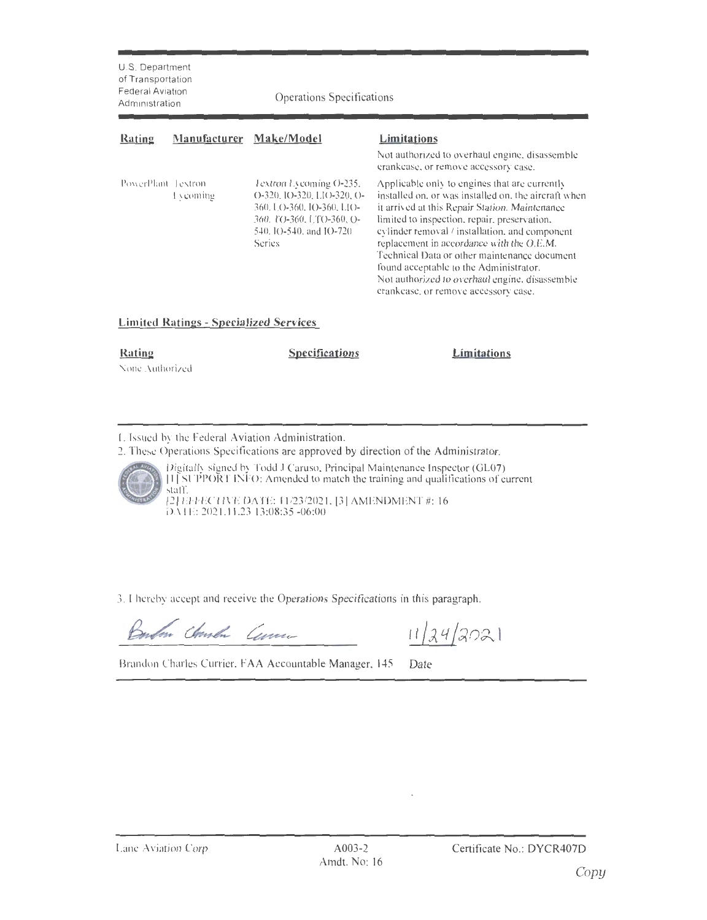U.S. Department of Transportation
Federal Aviation Administration

Operations Specifications

| Rating | Manufacturer | Make/Model | Limitations |
|---|---|---|---|
| | | | Not authorized to overhaul engine, disassemble crankcase, or remove accessory case. |
| PowerPlant | Textron Lycoming | Textron Lycoming O-235, O-320, IO-320, LIO-320, O-360, LO-360, IO-360, LIO-360, TO-360, LTO-360, O-540, IO-540, and IO-720 Series | Applicable only to engines that are currently installed on, or was installed on, the aircraft when it arrived at this Repair Station. Maintenance limited to inspection, repair, preservation, cylinder removal / installation, and component replacement in accordance with the O.E.M. Technical Data or other maintenance document found acceptable to the Administrator. Not authorized to overhaul engine, disassemble crankcase, or remove accessory case. |

**Limited Ratings - Specialized Services**

| Rating | Specifications | Limitations |
|---|---|---|
| None Authorized | | |

1. Issued by the Federal Aviation Administration.
2. These Operations Specifications are approved by direction of the Administrator.

Digitally signed by Todd J Caruso, Principal Maintenance Inspector (GL07)
[1] SUPPORT INFO: Amended to match the training and qualifications of current staff.
[2] EFFECTIVE DATE: 11/23/2021, [3] AMENDMENT #: 16
DATE: 2021.11.23 13:08:35 -06:00

3. I hereby accept and receive the Operations Specifications in this paragraph.

Brandon Charles Currier — 11/24/2021

Brandon Charles Currier, FAA Accountable Manager, 145 &nbsp;&nbsp; Date

Lane Aviation Corp &nbsp;&nbsp; A003-2 Amdt. No: 16 &nbsp;&nbsp; Certificate No.: DYCR407D

Copy